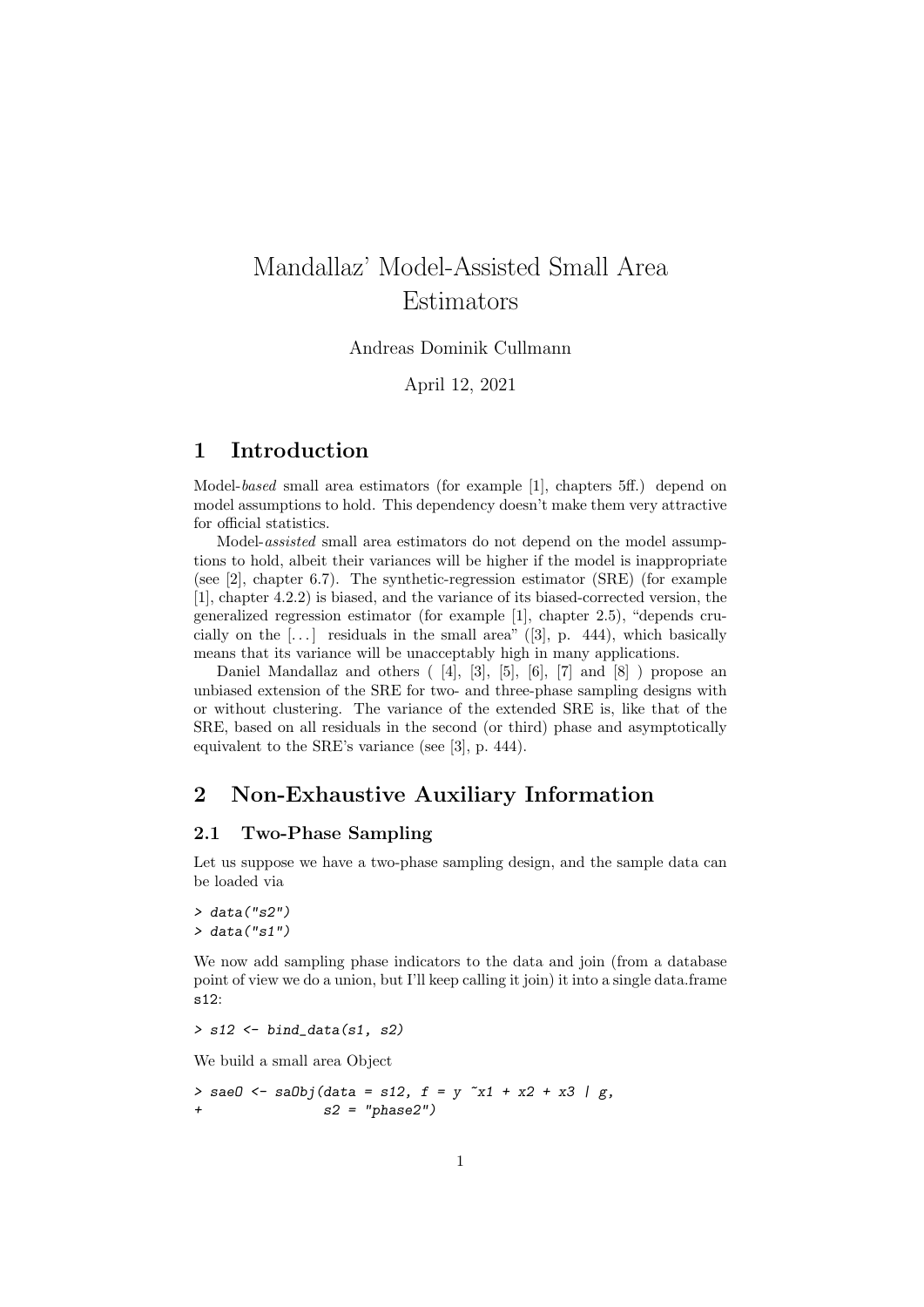# Mandallaz' Model-Assisted Small Area Estimators

Andreas Dominik Cullmann

April 12, 2021

## 1 Introduction

Model-*based* small area estimators (for example [1], chapters 5ff.) depend on model assumptions to hold. This dependency doesn't make them very attractive for official statistics.

Model-*assisted* small area estimators do not depend on the model assumptions to hold, albeit their variances will be higher if the model is inappropriate (see [2], chapter 6.7). The synthetic-regression estimator (SRE) (for example [1], chapter 4.2.2) is biased, and the variance of its biased-corrected version, the generalized regression estimator (for example [1], chapter 2.5), "depends crucially on the [...] residuals in the small area" ([3], p. 444), which basically means that its variance will be unacceptably high in many applications.

Daniel Mandallaz and others ( [4], [3], [5], [6], [7] and [8] ) propose an unbiased extension of the SRE for two- and three-phase sampling designs with or without clustering. The variance of the extended SRE is, like that of the SRE, based on all residuals in the second (or third) phase and asymptotically equivalent to the SRE's variance (see [3], p. 444).

## 2 Non-Exhaustive Auxiliary Information

### 2.1 Two-Phase Sampling

Let us suppose we have a two-phase sampling design, and the sample data can be loaded via

```
> data("s2")
> data("s1")
```

We now add sampling phase indicators to the data and join (from a database point of view we do a union, but I'll keep calling it join) it into a single data.frame s12:

```
> s12 <- bind_data(s1, s2)
```

We build a small area Object

```
> saeO <- saObj(data = s12, f = y ~x1 + x2 + x3 | g,
+              s2 = "phase2")
```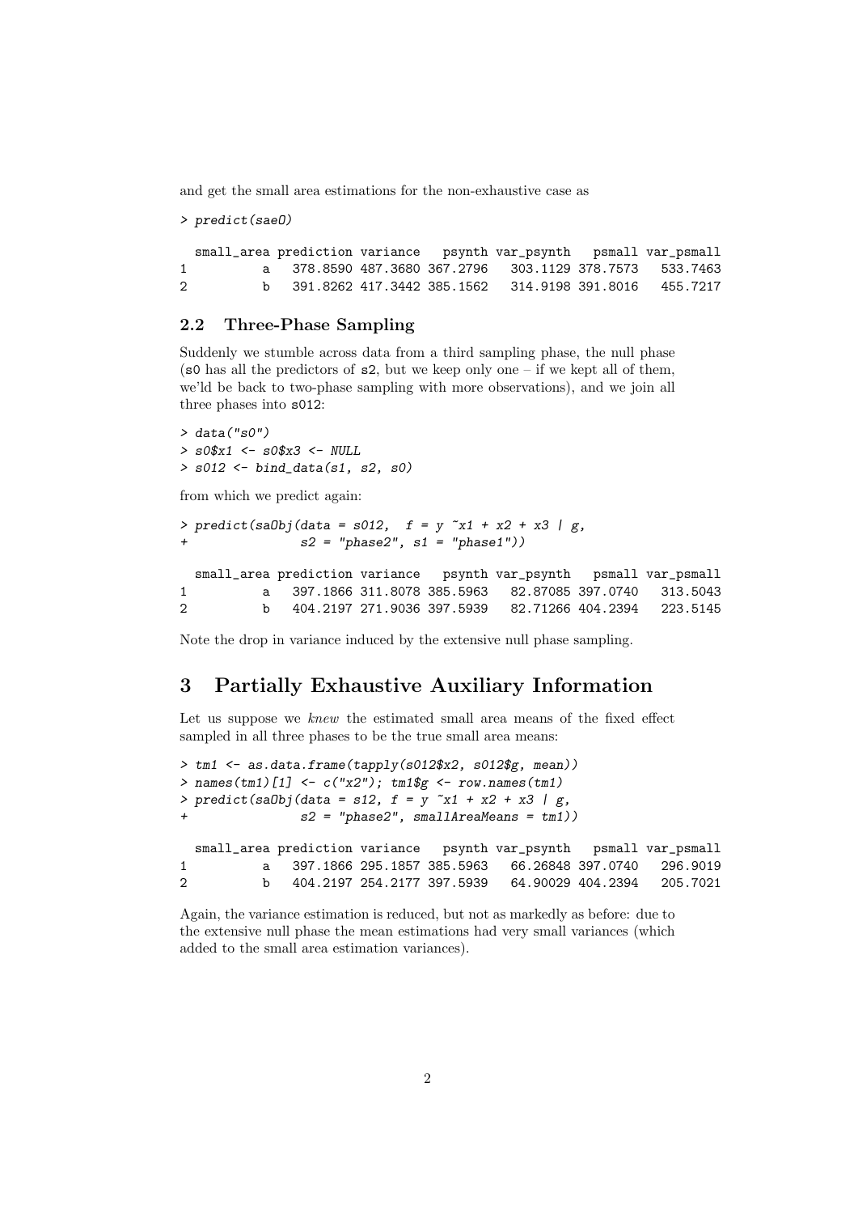and get the small area estimations for the non-exhaustive case as

```
> predict(saeO)

  small_area prediction variance   psynth var_psynth   psmall var_psmall
1          a   378.8590 487.3680 367.2796   303.1129 378.7573   533.7463
2          b   391.8262 417.3442 385.1562   314.9198 391.8016   455.7217
```

### 2.2 Three-Phase Sampling

Suddenly we stumble across data from a third sampling phase, the null phase (s0 has all the predictors of s2, but we keep only one – if we kept all of them, we'ld be back to two-phase sampling with more observations), and we join all three phases into s012:

```
> data("s0")
> s0$x1 <- s0$x3 <- NULL
> s012 <- bind_data(s1, s2, s0)
```

from which we predict again:

```
> predict(saObj(data = s012,  f = y ~x1 + x2 + x3 | g,
+               s2 = "phase2", s1 = "phase1"))

  small_area prediction variance   psynth var_psynth   psmall var_psmall
1          a   397.1866 311.8078 385.5963   82.87085 397.0740   313.5043
2          b   404.2197 271.9036 397.5939   82.71266 404.2394   223.5145
```

Note the drop in variance induced by the extensive null phase sampling.

## 3 Partially Exhaustive Auxiliary Information

Let us suppose we *knew* the estimated small area means of the fixed effect sampled in all three phases to be the true small area means:

```
> tm1 <- as.data.frame(tapply(s012$x2, s012$g, mean))
> names(tm1)[1] <- c("x2"); tm1$g <- row.names(tm1)
> predict(saObj(data = s12, f = y ~x1 + x2 + x3 | g,
+               s2 = "phase2", smallAreaMeans = tm1))

  small_area prediction variance   psynth var_psynth   psmall var_psmall
1          a   397.1866 295.1857 385.5963   66.26848 397.0740   296.9019
2          b   404.2197 254.2177 397.5939   64.90029 404.2394   205.7021
```

Again, the variance estimation is reduced, but not as markedly as before: due to the extensive null phase the mean estimations had very small variances (which added to the small area estimation variances).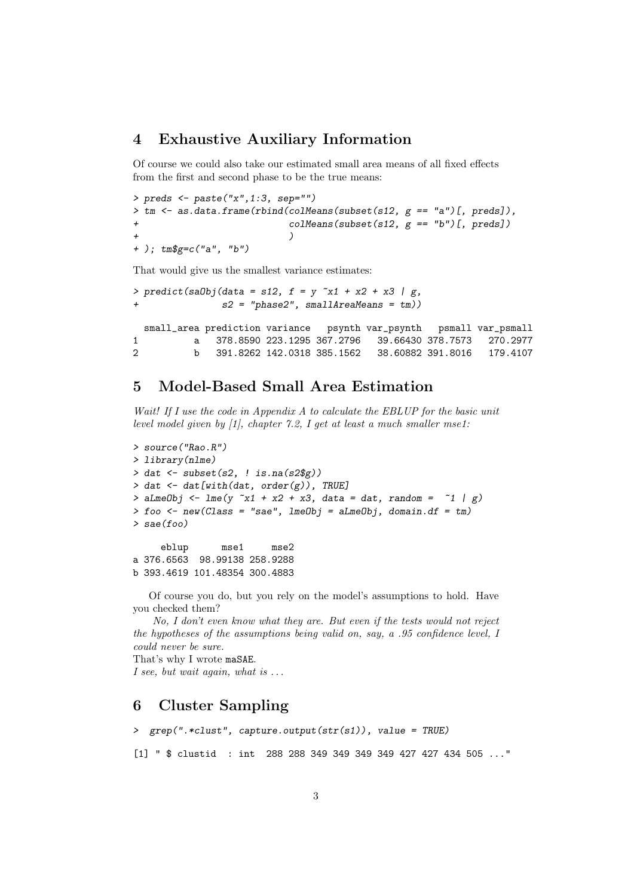## 4 Exhaustive Auxiliary Information

Of course we could also take our estimated small area means of all fixed effects from the first and second phase to be the true means:

```
> preds <- paste("x",1:3, sep="")
> tm <- as.data.frame(rbind(colMeans(subset(s12, g == "a")[, preds]),
+                           colMeans(subset(s12, g == "b")[, preds])
+                           )
+ ); tm$g=c("a", "b")
```

That would give us the smallest variance estimates:

```
> predict(saObj(data = s12, f = y ~x1 + x2 + x3 | g,
+               s2 = "phase2", smallAreaMeans = tm))

  small_area prediction variance   psynth var_psynth   psmall var_psmall
1          a   378.8590 223.1295 367.2796   39.66430 378.7573   270.2977
2          b   391.8262 142.0318 385.1562   38.60882 391.8016   179.4107
```

## 5 Model-Based Small Area Estimation

*Wait! If I use the code in Appendix A to calculate the EBLUP for the basic unit level model given by [1], chapter 7.2, I get at least a much smaller mse1:*

```
> source("Rao.R")
> library(nlme)
> dat <- subset(s2, ! is.na(s2$g))
> dat <- dat[with(dat, order(g)), TRUE]
> aLmeObj <- lme(y ~x1 + x2 + x3, data = dat, random =  ~1 | g)
> foo <- new(Class = "sae", lmeObj = aLmeObj, domain.df = tm)
> sae(foo)

     eblup      mse1     mse2
a 376.6563  98.99138 258.9288
b 393.4619 101.48354 300.4883
```

Of course you do, but you rely on the model's assumptions to hold. Have you checked them?

*No, I don't even know what they are. But even if the tests would not reject the hypotheses of the assumptions being valid on, say, a .95 confidence level, I could never be sure.*

That's why I wrote `maSAE`.

*I see, but wait again, what is ...*

## 6 Cluster Sampling

```
>  grep(".*clust", capture.output(str(s1)), value = TRUE)

[1] " $ clustid  : int  288 288 349 349 349 349 427 427 434 505 ..."
```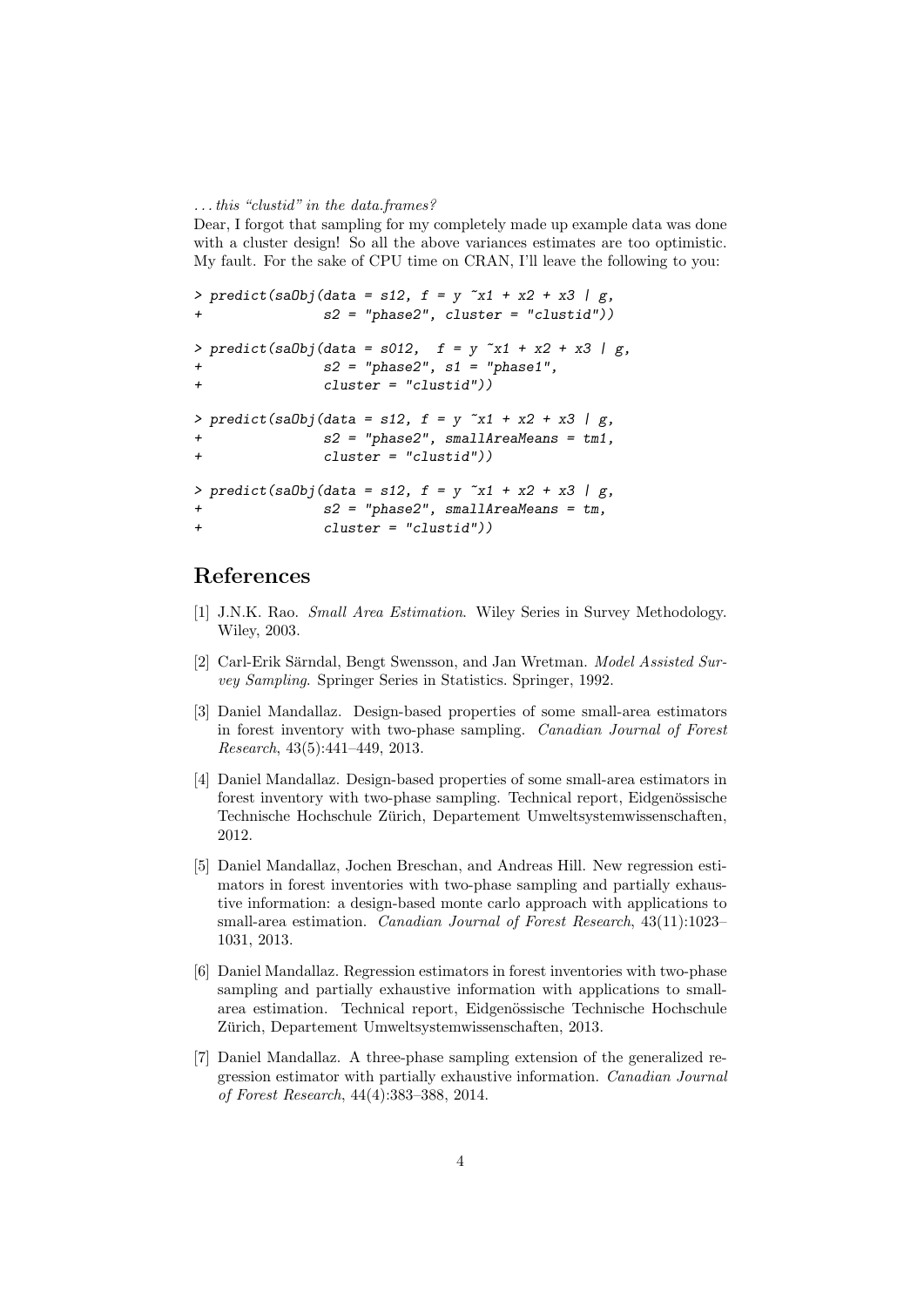*. . . this "clustid" in the data.frames?*

Dear, I forgot that sampling for my completely made up example data was done with a cluster design! So all the above variances estimates are too optimistic. My fault. For the sake of CPU time on CRAN, I'll leave the following to you:

```
> predict(saObj(data = s12, f = y ~x1 + x2 + x3 | g,
+              s2 = "phase2", cluster = "clustid"))

> predict(saObj(data = s012,  f = y ~x1 + x2 + x3 | g,
+              s2 = "phase2", s1 = "phase1",
+              cluster = "clustid"))

> predict(saObj(data = s12, f = y ~x1 + x2 + x3 | g,
+              s2 = "phase2", smallAreaMeans = tm1,
+              cluster = "clustid"))

> predict(saObj(data = s12, f = y ~x1 + x2 + x3 | g,
+              s2 = "phase2", smallAreaMeans = tm,
+              cluster = "clustid"))
```

## References

[1] J.N.K. Rao. *Small Area Estimation*. Wiley Series in Survey Methodology. Wiley, 2003.

[2] Carl-Erik Särndal, Bengt Swensson, and Jan Wretman. *Model Assisted Survey Sampling*. Springer Series in Statistics. Springer, 1992.

[3] Daniel Mandallaz. Design-based properties of some small-area estimators in forest inventory with two-phase sampling. *Canadian Journal of Forest Research*, 43(5):441–449, 2013.

[4] Daniel Mandallaz. Design-based properties of some small-area estimators in forest inventory with two-phase sampling. Technical report, Eidgenössische Technische Hochschule Zürich, Departement Umweltsystemwissenschaften, 2012.

[5] Daniel Mandallaz, Jochen Breschan, and Andreas Hill. New regression estimators in forest inventories with two-phase sampling and partially exhaustive information: a design-based monte carlo approach with applications to small-area estimation. *Canadian Journal of Forest Research*, 43(11):1023–1031, 2013.

[6] Daniel Mandallaz. Regression estimators in forest inventories with two-phase sampling and partially exhaustive information with applications to small-area estimation. Technical report, Eidgenössische Technische Hochschule Zürich, Departement Umweltsystemwissenschaften, 2013.

[7] Daniel Mandallaz. A three-phase sampling extension of the generalized regression estimator with partially exhaustive information. *Canadian Journal of Forest Research*, 44(4):383–388, 2014.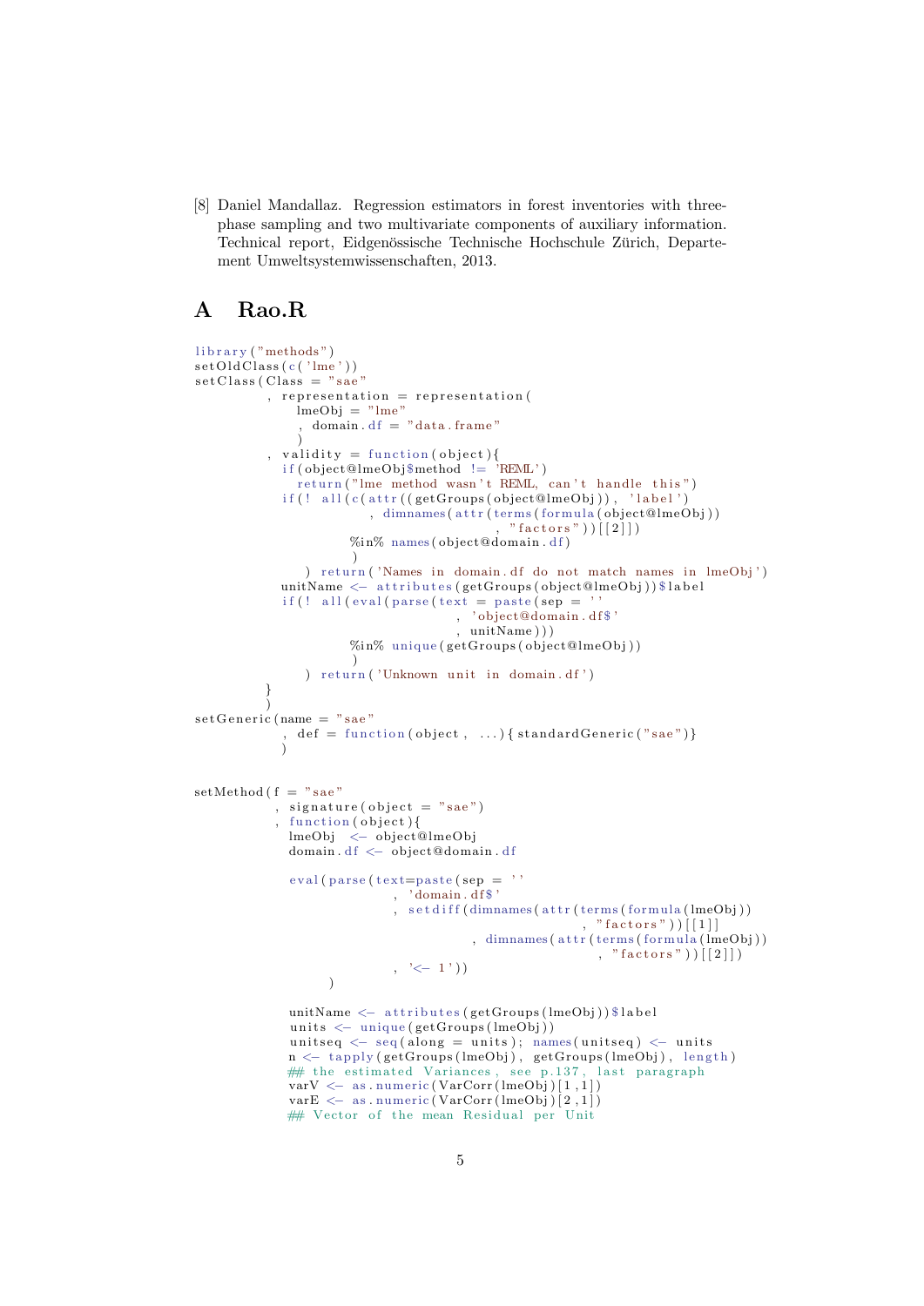[8] Daniel Mandallaz. Regression estimators in forest inventories with three-phase sampling and two multivariate components of auxiliary information. Technical report, Eidgenössische Technische Hochschule Zürich, Departement Umweltsystemwissenschaften, 2013.

# A Rao.R

```r
library("methods")
setOldClass(c('lme'))
setClass(Class = "sae"
         , representation = representation(
             lmeObj = "lme"
             , domain.df = "data.frame"
             )
         , validity = function(object){
             if(object@lmeObj$method != 'REML')
               return("lme method wasn't REML, can't handle this")
             if(! all(c(attr((getGroups(object@lmeObj)), 'label')
                        , dimnames(attr(terms(formula(object@lmeObj))
                                        , "factors"))[[2]])
                      %in% names(object@domain.df)
                      )
                  ) return('Names in domain.df do not match names in lmeObj')
             unitName <- attributes(getGroups(object@lmeObj))$label
             if(! all(eval(parse(text = paste(sep = ''
                                  , 'object@domain.df$'
                                  , unitName)))
                      %in% unique(getGroups(object@lmeObj))
                      )
                 ) return('Unknown unit in domain.df')
         }
         )
setGeneric(name = "sae"
           , def = function(object, ...){standardGeneric("sae")}
           )


setMethod(f = "sae"
          , signature(object = "sae")
          , function(object){
              lmeObj  <- object@lmeObj
              domain.df <- object@domain.df

              eval(parse(text=paste(sep = ''
                         , 'domain.df$'
                         , setdiff(dimnames(attr(terms(formula(lmeObj))
                                                 , "factors"))[[1]]
                                   , dimnames(attr(terms(formula(lmeObj))
                                                   , "factors"))[[2]])
                         , '<- 1'))
                   )

              unitName <- attributes(getGroups(lmeObj))$label
              units <- unique(getGroups(lmeObj))
              unitseq <- seq(along = units); names(unitseq) <- units
              n <- tapply(getGroups(lmeObj), getGroups(lmeObj), length)
              ## the estimated Variances, see p.137, last paragraph
              varV <- as.numeric(VarCorr(lmeObj)[1,1])
              varE <- as.numeric(VarCorr(lmeObj)[2,1])
              ## Vector of the mean Residual per Unit
```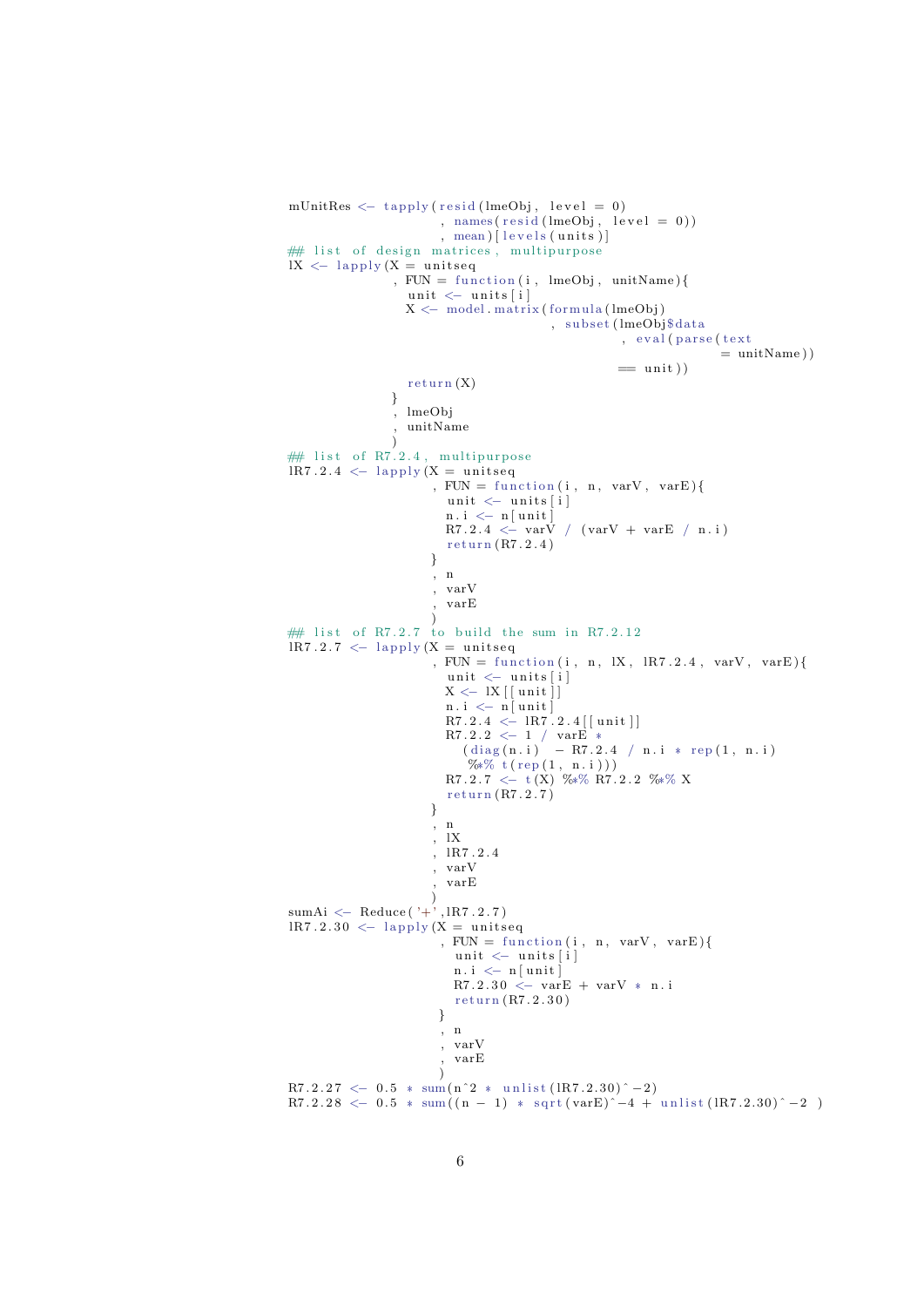```r
mUnitRes <- tapply(resid(lmeObj, level = 0)
                   , names(resid(lmeObj, level = 0))
                   , mean)[levels(units)]
## list of design matrices, multipurpose
lX <- lapply(X = unitseq
             , FUN = function(i, lmeObj, unitName){
               unit <- units[i]
               X <- model.matrix(formula(lmeObj)
                                 , subset(lmeObj$data
                                          , eval(parse(text
                                                       = unitName))
                                          == unit))
               return(X)
             }
             , lmeObj
             , unitName
             )
## list of R7.2.4, multipurpose
lR7.2.4 <- lapply(X = unitseq
                  , FUN = function(i, n, varV, varE){
                    unit <- units[i]
                    n.i <- n[unit]
                    R7.2.4 <- varV / (varV + varE / n.i)
                    return(R7.2.4)
                  }
                  , n
                  , varV
                  , varE
                  )
## list of R7.2.7 to build the sum in R7.2.12
lR7.2.7 <- lapply(X = unitseq
                  , FUN = function(i, n, lX, lR7.2.4, varV, varE){
                    unit <- units[i]
                    X <- lX[[unit]]
                    n.i <- n[unit]
                    R7.2.4 <- lR7.2.4[[unit]]
                    R7.2.2 <- 1 / varE *
                      (diag(n.i) - R7.2.4 / n.i * rep(1, n.i)
                       %*% t(rep(1, n.i)))
                    R7.2.7 <- t(X) %*% R7.2.2 %*% X
                    return(R7.2.7)
                  }
                  , n
                  , lX
                  , lR7.2.4
                  , varV
                  , varE
                  )
sumAi <- Reduce('+',lR7.2.7)
lR7.2.30 <- lapply(X = unitseq
                   , FUN = function(i, n, varV, varE){
                     unit <- units[i]
                     n.i <- n[unit]
                     R7.2.30 <- varE + varV * n.i
                     return(R7.2.30)
                   }
                   , n
                   , varV
                   , varE
                   )
R7.2.27 <- 0.5 * sum(n^2 * unlist(lR7.2.30)^-2)
R7.2.28 <- 0.5 * sum((n - 1) * sqrt(varE)^-4 + unlist(lR7.2.30)^-2 )
```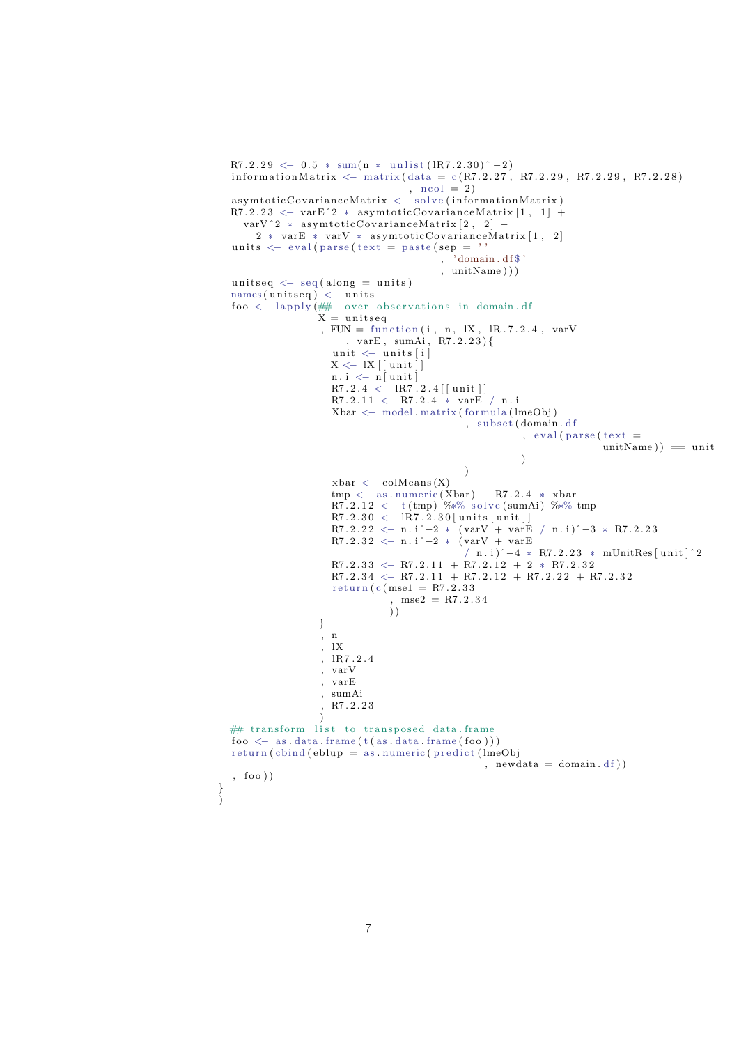```r
  R7.2.29 <- 0.5 * sum(n * unlist(lR7.2.30)^-2)
  informationMatrix <- matrix(data = c(R7.2.27, R7.2.29, R7.2.29, R7.2.28)
                              , ncol = 2)
  asymtoticCovarianceMatrix <- solve(informationMatrix)
  R7.2.23 <- varE^2 * asymtoticCovarianceMatrix[1, 1] +
    varV^2 * asymtoticCovarianceMatrix[2, 2] -
      2 * varE * varV * asymtoticCovarianceMatrix[1, 2]
  units <- eval(parse(text = paste(sep = ''
                                   , 'domain.df$'
                                   , unitName)))
  unitseq <- seq(along = units)
  names(unitseq) <- units
  foo <- lapply(##  over observations in domain.df
                X = unitseq
                , FUN = function(i, n, lX, lR.7.2.4, varV
                    , varE, sumAi, R7.2.23){
                  unit <- units[i]
                  X <- lX[[unit]]
                  n.i <- n[unit]
                  R7.2.4 <- lR7.2.4[[unit]]
                  R7.2.11 <- R7.2.4 * varE / n.i
                  Xbar <- model.matrix(formula(lmeObj)
                                       , subset(domain.df
                                                , eval(parse(text =
                                                             unitName)) == unit
                                                )
                                       )
                  xbar <- colMeans(X)
                  tmp <- as.numeric(Xbar) - R7.2.4 * xbar
                  R7.2.12 <- t(tmp) %*% solve(sumAi) %*% tmp
                  R7.2.30 <- lR7.2.30[units[unit]]
                  R7.2.22 <- n.i^-2 * (varV + varE / n.i)^-3 * R7.2.23
                  R7.2.32 <- n.i^-2 * (varV + varE
                                       / n.i)^-4 * R7.2.23 * mUnitRes[unit]^2
                  R7.2.33 <- R7.2.11 + R7.2.12 + 2 * R7.2.32
                  R7.2.34 <- R7.2.11 + R7.2.12 + R7.2.22 + R7.2.32
                  return(c(mse1 = R7.2.33
                           , mse2 = R7.2.34
                           ))
                }
                , n
                , lX
                , lR7.2.4
                , varV
                , varE
                , sumAi
                , R7.2.23
                )
  ## transform list to transposed data.frame
  foo <- as.data.frame(t(as.data.frame(foo)))
  return(cbind(eblup = as.numeric(predict(lmeObj
                                          , newdata = domain.df))
  , foo))
}
)
```